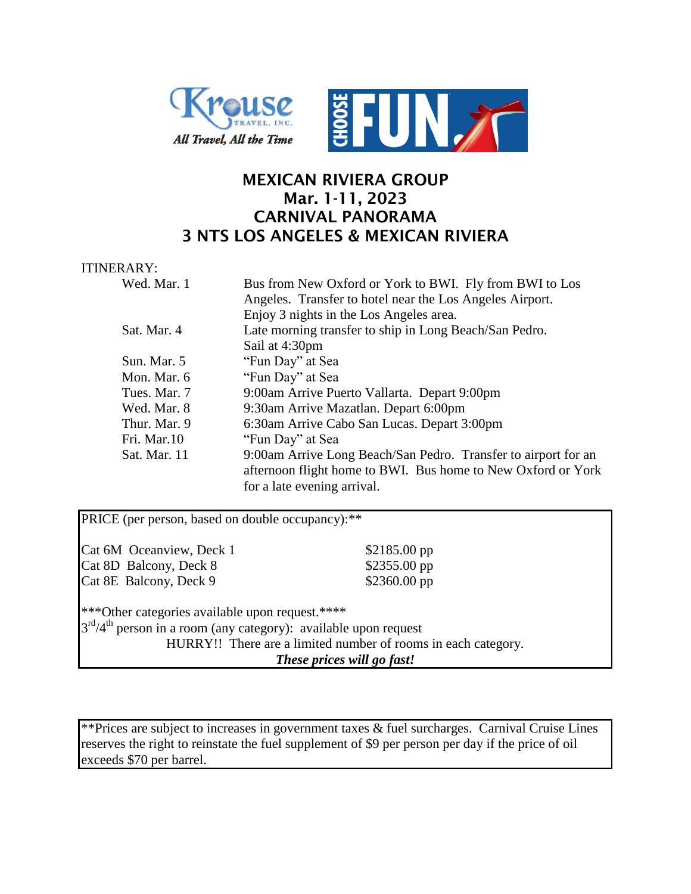Krouse Travel, Inc. — All Travel, All the Time

CHOOSE FUN.

# MEXICAN RIVIERA GROUP
# Mar. 1-11, 2023
# CARNIVAL PANORAMA
# 3 NTS LOS ANGELES & MEXICAN RIVIERA

ITINERARY:

| | |
|---|---|
| Wed. Mar. 1 | Bus from New Oxford or York to BWI. Fly from BWI to Los Angeles. Transfer to hotel near the Los Angeles Airport. Enjoy 3 nights in the Los Angeles area. |
| Sat. Mar. 4 | Late morning transfer to ship in Long Beach/San Pedro. Sail at 4:30pm |
| Sun. Mar. 5 | "Fun Day" at Sea |
| Mon. Mar. 6 | "Fun Day" at Sea |
| Tues. Mar. 7 | 9:00am Arrive Puerto Vallarta. Depart 9:00pm |
| Wed. Mar. 8 | 9:30am Arrive Mazatlan. Depart 6:00pm |
| Thur. Mar. 9 | 6:30am Arrive Cabo San Lucas. Depart 3:00pm |
| Fri. Mar.10 | "Fun Day" at Sea |
| Sat. Mar. 11 | 9:00am Arrive Long Beach/San Pedro. Transfer to airport for an afternoon flight home to BWI. Bus home to New Oxford or York for a late evening arrival. |

PRICE (per person, based on double occupancy):**

| | |
|---|---|
| Cat 6M Oceanview, Deck 1 | $2185.00 pp |
| Cat 8D Balcony, Deck 8 | $2355.00 pp |
| Cat 8E Balcony, Deck 9 | $2360.00 pp |

***Other categories available upon request.****

3rd/4th person in a room (any category): available upon request

HURRY!! There are a limited number of rooms in each category.

***These prices will go fast!***

**Prices are subject to increases in government taxes & fuel surcharges. Carnival Cruise Lines reserves the right to reinstate the fuel supplement of $9 per person per day if the price of oil exceeds $70 per barrel.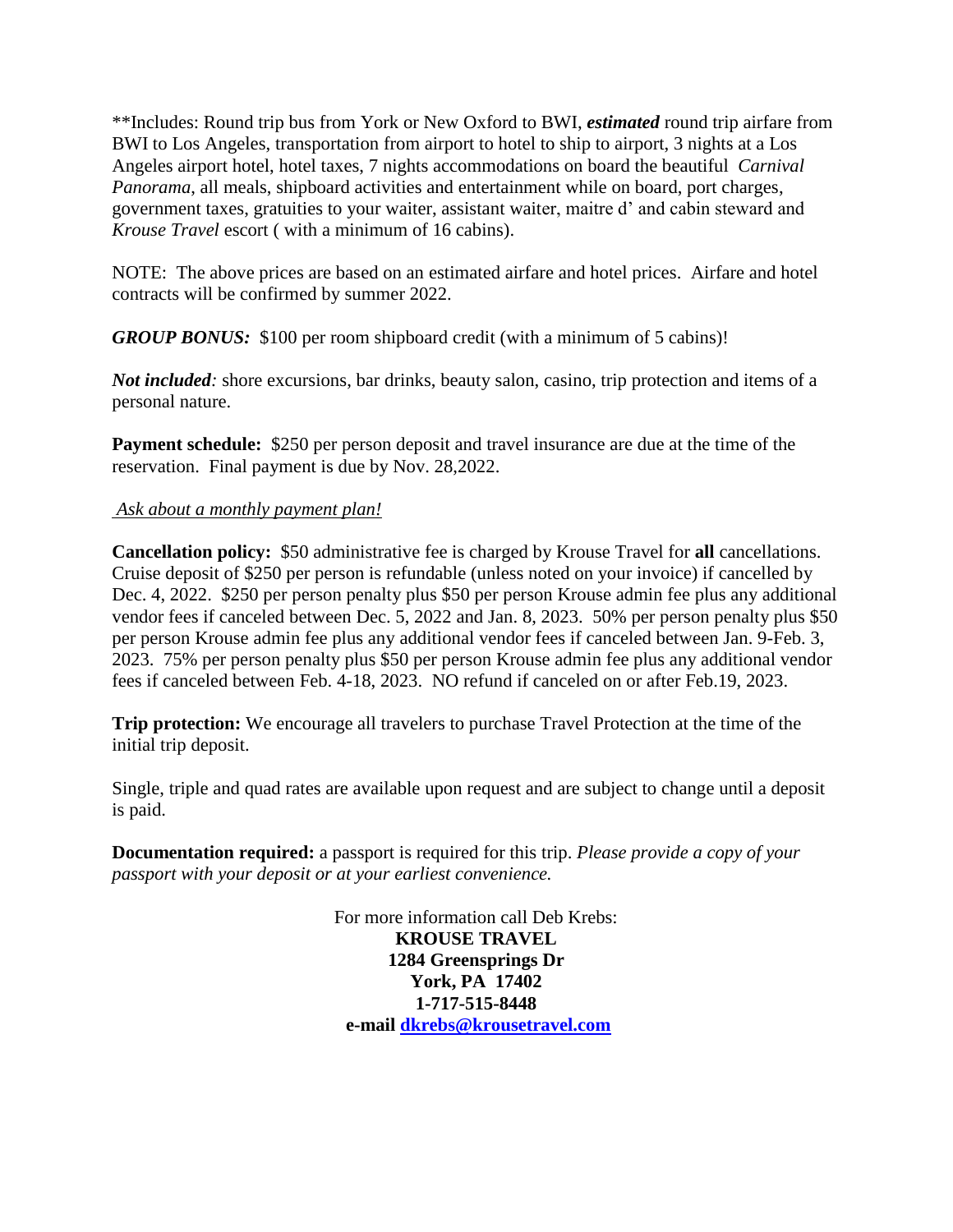**Includes: Round trip bus from York or New Oxford to BWI, ***estimated*** round trip airfare from BWI to Los Angeles, transportation from airport to hotel to ship to airport, 3 nights at a Los Angeles airport hotel, hotel taxes, 7 nights accommodations on board the beautiful *Carnival Panorama*, all meals, shipboard activities and entertainment while on board, port charges, government taxes, gratuities to your waiter, assistant waiter, maitre d' and cabin steward and *Krouse Travel* escort ( with a minimum of 16 cabins).

NOTE: The above prices are based on an estimated airfare and hotel prices. Airfare and hotel contracts will be confirmed by summer 2022.

***GROUP BONUS:*** $100 per room shipboard credit (with a minimum of 5 cabins)!

***Not included****:* shore excursions, bar drinks, beauty salon, casino, trip protection and items of a personal nature.

**Payment schedule:** $250 per person deposit and travel insurance are due at the time of the reservation. Final payment is due by Nov. 28,2022.

*Ask about a monthly payment plan!*

**Cancellation policy:** $50 administrative fee is charged by Krouse Travel for **all** cancellations. Cruise deposit of $250 per person is refundable (unless noted on your invoice) if cancelled by Dec. 4, 2022. $250 per person penalty plus $50 per person Krouse admin fee plus any additional vendor fees if canceled between Dec. 5, 2022 and Jan. 8, 2023. 50% per person penalty plus $50 per person Krouse admin fee plus any additional vendor fees if canceled between Jan. 9-Feb. 3, 2023. 75% per person penalty plus $50 per person Krouse admin fee plus any additional vendor fees if canceled between Feb. 4-18, 2023. NO refund if canceled on or after Feb.19, 2023.

**Trip protection:** We encourage all travelers to purchase Travel Protection at the time of the initial trip deposit.

Single, triple and quad rates are available upon request and are subject to change until a deposit is paid.

**Documentation required:** a passport is required for this trip. *Please provide a copy of your passport with your deposit or at your earliest convenience.*

For more information call Deb Krebs:
**KROUSE TRAVEL**
**1284 Greensprings Dr**
**York, PA 17402**
**1-717-515-8448**
**e-mail dkrebs@krousetravel.com**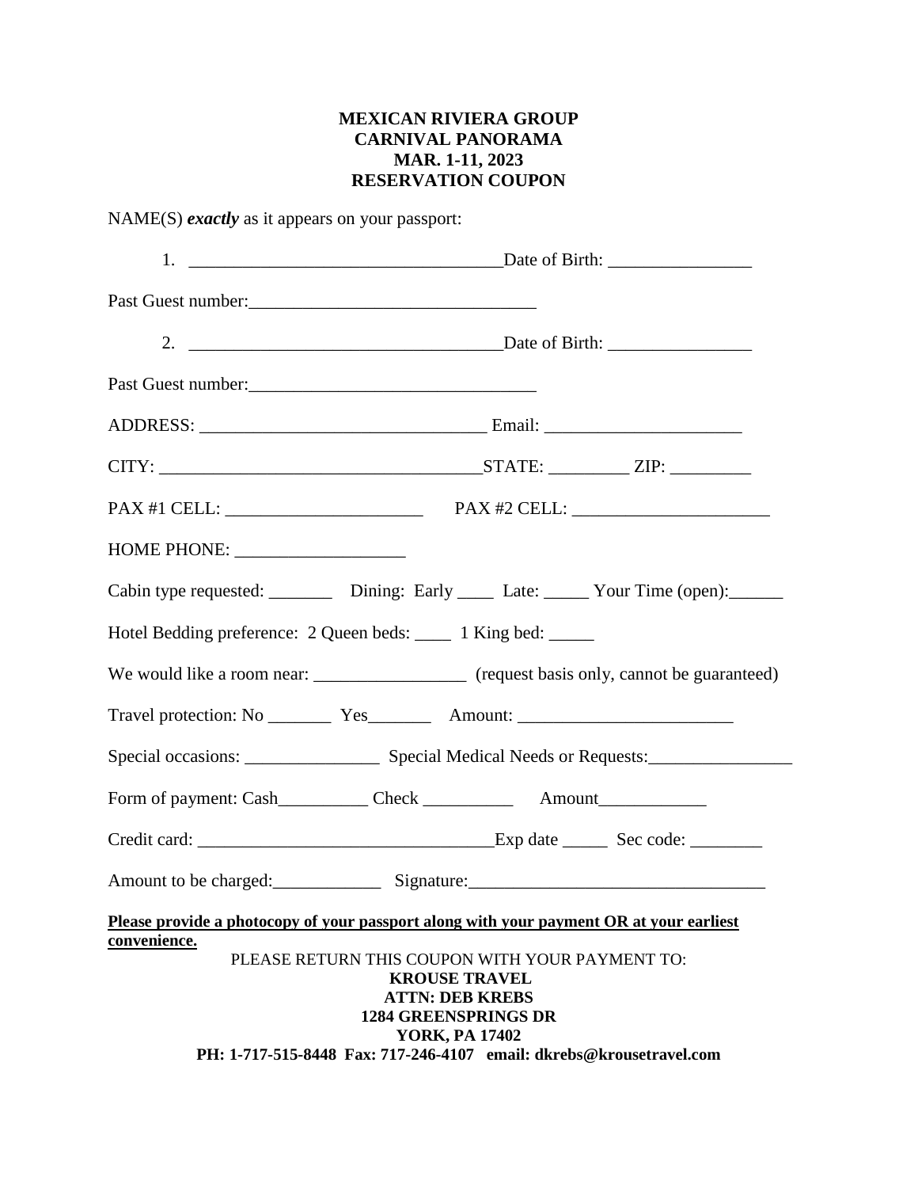**MEXICAN RIVIERA GROUP**
**CARNIVAL PANORAMA**
**MAR. 1-11, 2023**
**RESERVATION COUPON**

NAME(S) ***exactly*** as it appears on your passport:

1. ___________________________________Date of Birth: ________________

Past Guest number:________________________________

2. ___________________________________Date of Birth: ________________

Past Guest number:________________________________

ADDRESS: ________________________________ Email: ______________________

CITY: ____________________________________STATE: _________ ZIP: _________

PAX #1 CELL: ______________________ PAX #2 CELL: ______________________

HOME PHONE: ___________________

Cabin type requested: _______ Dining: Early ____ Late: _____ Your Time (open):______

Hotel Bedding preference: 2 Queen beds: ____ 1 King bed: _____

We would like a room near: _________________ (request basis only, cannot be guaranteed)

Travel protection: No _______ Yes_______ Amount: ________________________

Special occasions: _______________ Special Medical Needs or Requests:________________

Form of payment: Cash__________ Check __________ Amount____________

Credit card: _________________________________Exp date _____ Sec code: ________

Amount to be charged:____________ Signature:_________________________________

<u>**Please provide a photocopy of your passport along with your payment OR at your earliest convenience.**</u>

PLEASE RETURN THIS COUPON WITH YOUR PAYMENT TO:
**KROUSE TRAVEL**
**ATTN: DEB KREBS**
**1284 GREENSPRINGS DR**
**YORK, PA 17402**
**PH: 1-717-515-8448 Fax: 717-246-4107 email: dkrebs@krousetravel.com**